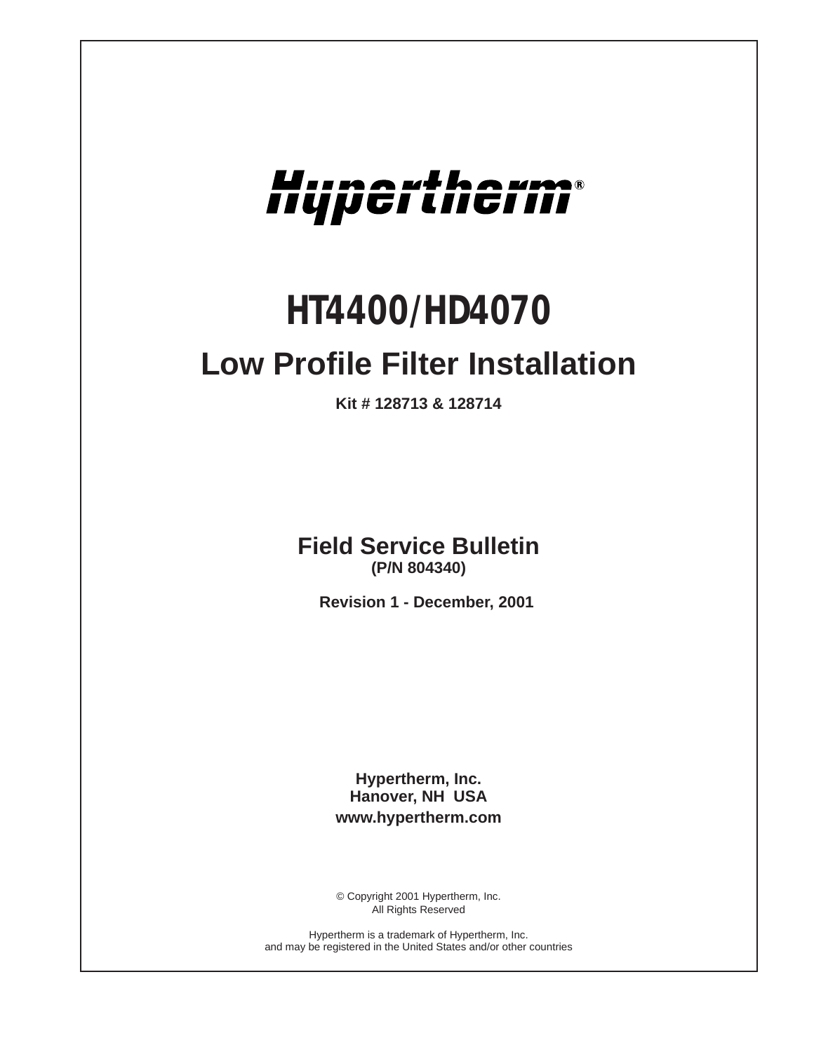# Hypertherm®

# HT4400/HD4070

## Low Profile Filter Installation

**Kit # 128713 & 128714**

## Field Service Bulletin

**(P/N 804340)**

**Revision 1 - December, 2001**

**Hypertherm, Inc.**
**Hanover, NH USA**
**www.hypertherm.com**

© Copyright 2001 Hypertherm, Inc.
All Rights Reserved

Hypertherm is a trademark of Hypertherm, Inc.
and may be registered in the United States and/or other countries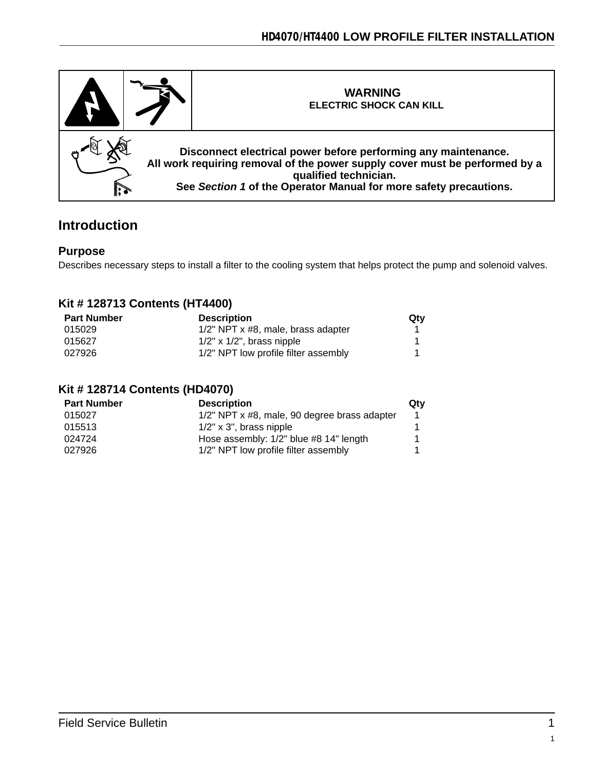| | | **WARNING**<br>**ELECTRIC SHOCK CAN KILL** |
|---|---|---|
| | | **Disconnect electrical power before performing any maintenance.**<br>**All work requiring removal of the power supply cover must be performed by a qualified technician.**<br>**See *Section 1* of the Operator Manual for more safety precautions.** |

## Introduction

### Purpose

Describes necessary steps to install a filter to the cooling system that helps protect the pump and solenoid valves.

### Kit # 128713 Contents (HT4400)

| Part Number | Description | Qty |
|---|---|---|
| 015029 | 1/2" NPT x #8, male, brass adapter | 1 |
| 015627 | 1/2" x 1/2", brass nipple | 1 |
| 027926 | 1/2" NPT low profile filter assembly | 1 |

### Kit # 128714 Contents (HD4070)

| Part Number | Description | Qty |
|---|---|---|
| 015027 | 1/2" NPT x #8, male, 90 degree brass adapter | 1 |
| 015513 | 1/2" x 3", brass nipple | 1 |
| 024724 | Hose assembly: 1/2" blue #8 14" length | 1 |
| 027926 | 1/2" NPT low profile filter assembly | 1 |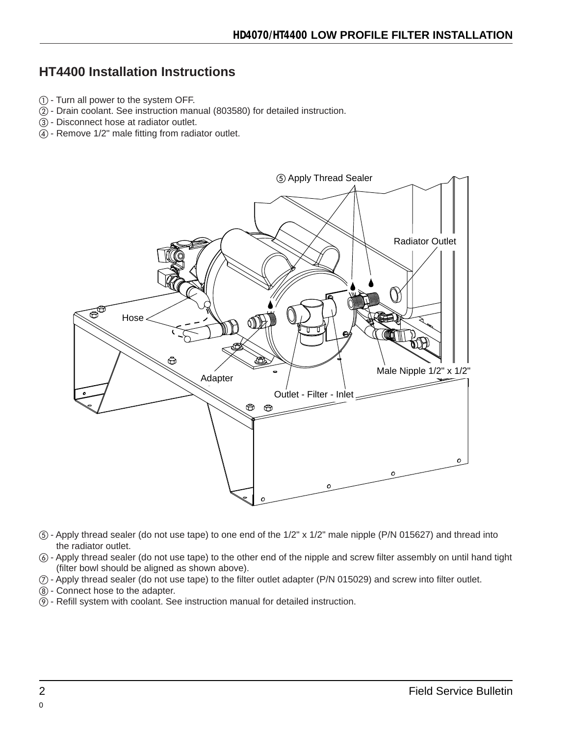## HT4400 Installation Instructions

① - Turn all power to the system OFF.
② - Drain coolant. See instruction manual (803580) for detailed instruction.
③ - Disconnect hose at radiator outlet.
④ - Remove 1/2" male fitting from radiator outlet.

⑤ - Apply thread sealer (do not use tape) to one end of the 1/2" x 1/2" male nipple (P/N 015627) and thread into the radiator outlet.
⑥ - Apply thread sealer (do not use tape) to the other end of the nipple and screw filter assembly on until hand tight (filter bowl should be aligned as shown above).
⑦ - Apply thread sealer (do not use tape) to the filter outlet adapter (P/N 015029) and screw into filter outlet.
⑧ - Connect hose to the adapter.
⑨ - Refill system with coolant. See instruction manual for detailed instruction.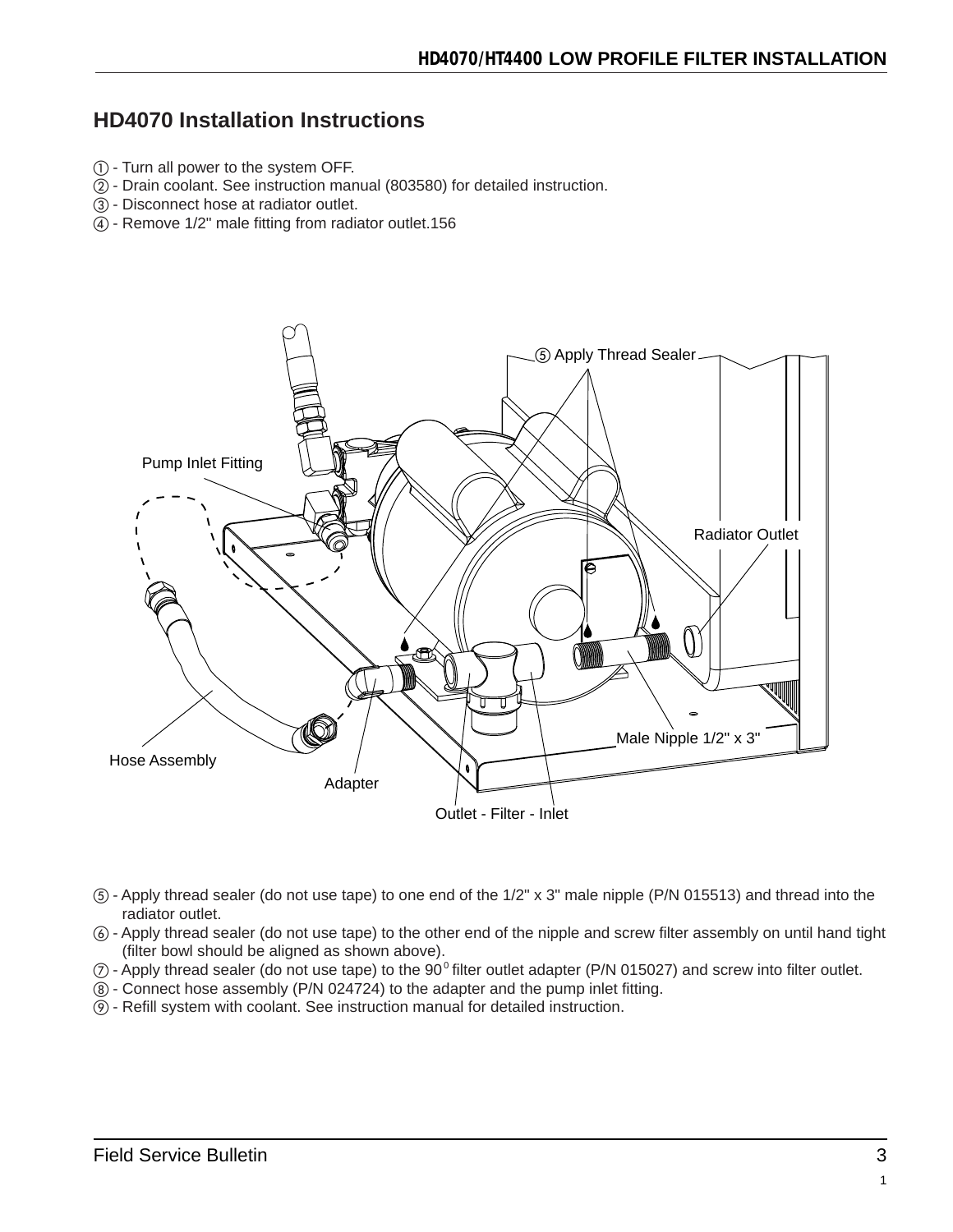## HD4070 Installation Instructions

① - Turn all power to the system OFF.
② - Drain coolant. See instruction manual (803580) for detailed instruction.
③ - Disconnect hose at radiator outlet.
④ - Remove 1/2" male fitting from radiator outlet.156

⑤ Apply Thread Sealer

Pump Inlet Fitting

Radiator Outlet

Male Nipple 1/2" x 3"

Hose Assembly

Adapter

Outlet - Filter - Inlet

⑤ - Apply thread sealer (do not use tape) to one end of the 1/2" x 3" male nipple (P/N 015513) and thread into the radiator outlet.
⑥ - Apply thread sealer (do not use tape) to the other end of the nipple and screw filter assembly on until hand tight (filter bowl should be aligned as shown above).
⑦ - Apply thread sealer (do not use tape) to the 90⁰ filter outlet adapter (P/N 015027) and screw into filter outlet.
⑧ - Connect hose assembly (P/N 024724) to the adapter and the pump inlet fitting.
⑨ - Refill system with coolant. See instruction manual for detailed instruction.